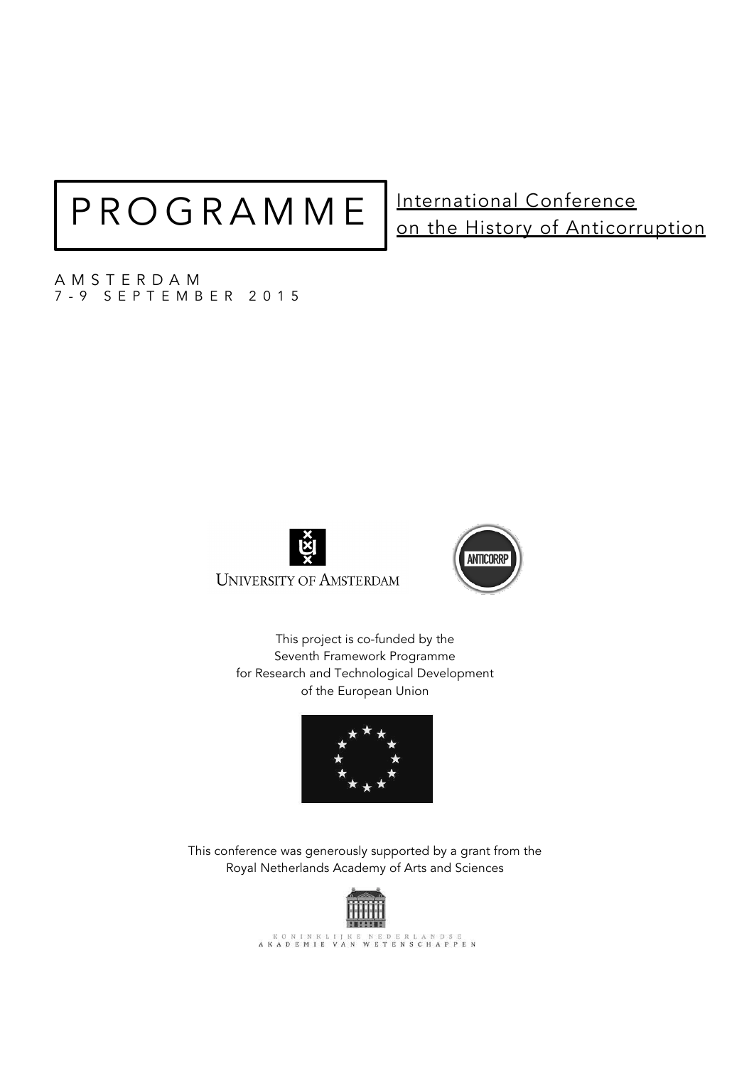# PROGRAMME

International Conference on the History of Anticorruption

AMSTERDAM
7-9 SEPTEMBER 2015

UNIVERSITY OF AMSTERDAM

ANTICORRP

This project is co-funded by the Seventh Framework Programme for Research and Technological Development of the European Union

This conference was generously supported by a grant from the Royal Netherlands Academy of Arts and Sciences

KONINKLIJKE NEDERLANDSE AKADEMIE VAN WETENSCHAPPEN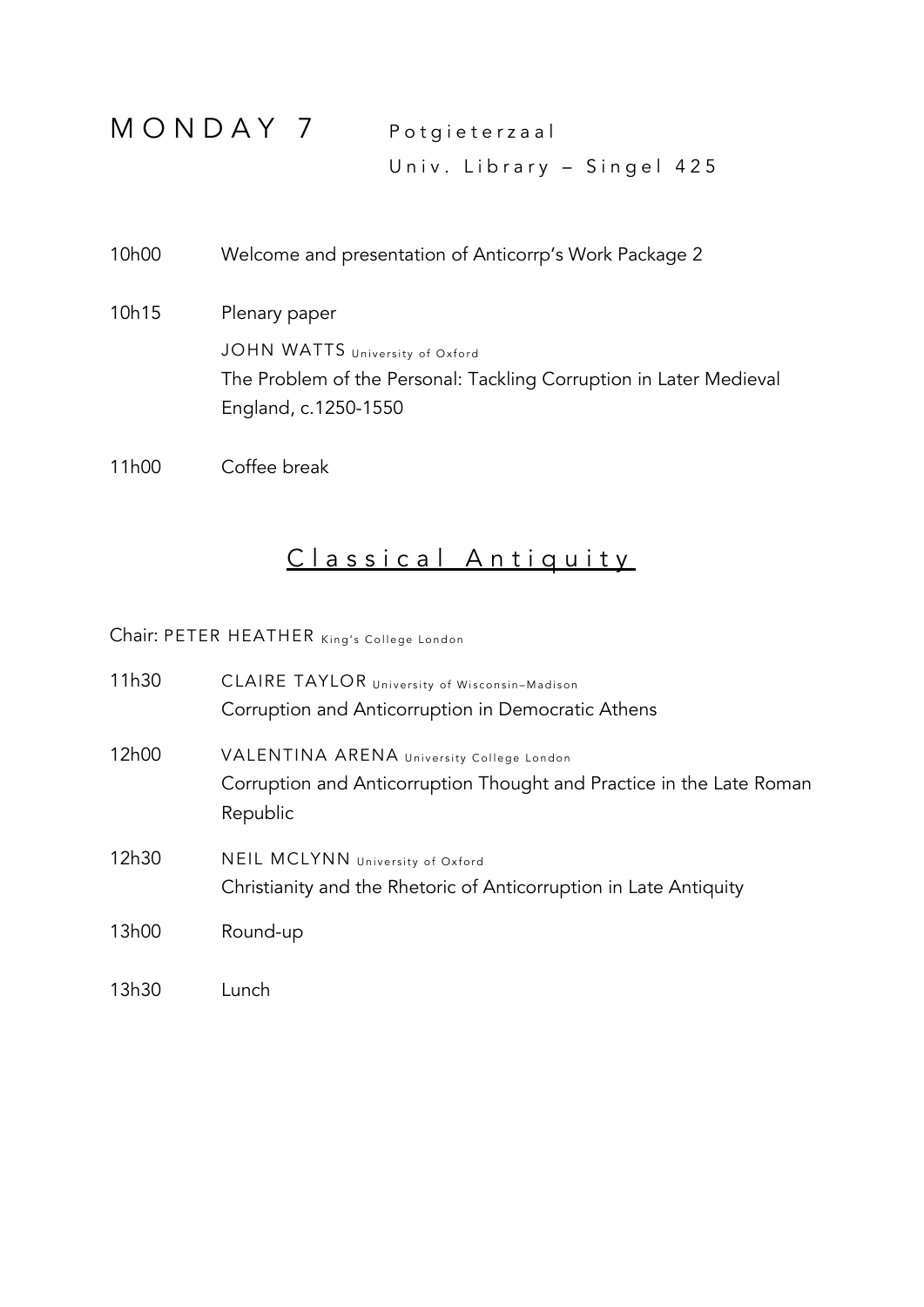# MONDAY 7

Potgieterzaal
Univ. Library – Singel 425

10h00 Welcome and presentation of Anticorrp's Work Package 2

10h15 Plenary paper
JOHN WATTS University of Oxford
The Problem of the Personal: Tackling Corruption in Later Medieval England, c.1250-1550

11h00 Coffee break

## Classical Antiquity

Chair: PETER HEATHER King's College London

11h30 CLAIRE TAYLOR University of Wisconsin–Madison
Corruption and Anticorruption in Democratic Athens

12h00 VALENTINA ARENA University College London
Corruption and Anticorruption Thought and Practice in the Late Roman Republic

12h30 NEIL MCLYNN University of Oxford
Christianity and the Rhetoric of Anticorruption in Late Antiquity

13h00 Round-up

13h30 Lunch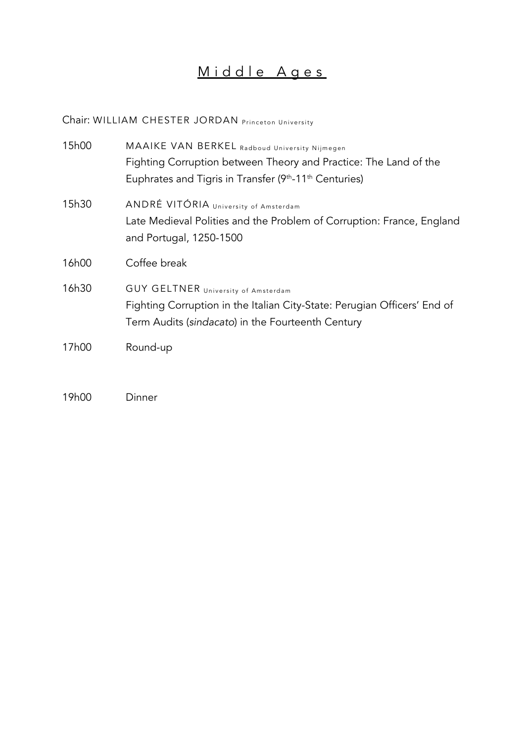# Middle Ages

Chair: WILLIAM CHESTER JORDAN Princeton University

15h00 MAAIKE VAN BERKEL Radboud University Nijmegen
Fighting Corruption between Theory and Practice: The Land of the Euphrates and Tigris in Transfer (9th-11th Centuries)

15h30 ANDRÉ VITÓRIA University of Amsterdam
Late Medieval Polities and the Problem of Corruption: France, England and Portugal, 1250-1500

16h00 Coffee break

16h30 GUY GELTNER University of Amsterdam
Fighting Corruption in the Italian City-State: Perugian Officers' End of Term Audits (*sindacato*) in the Fourteenth Century

17h00 Round-up

19h00 Dinner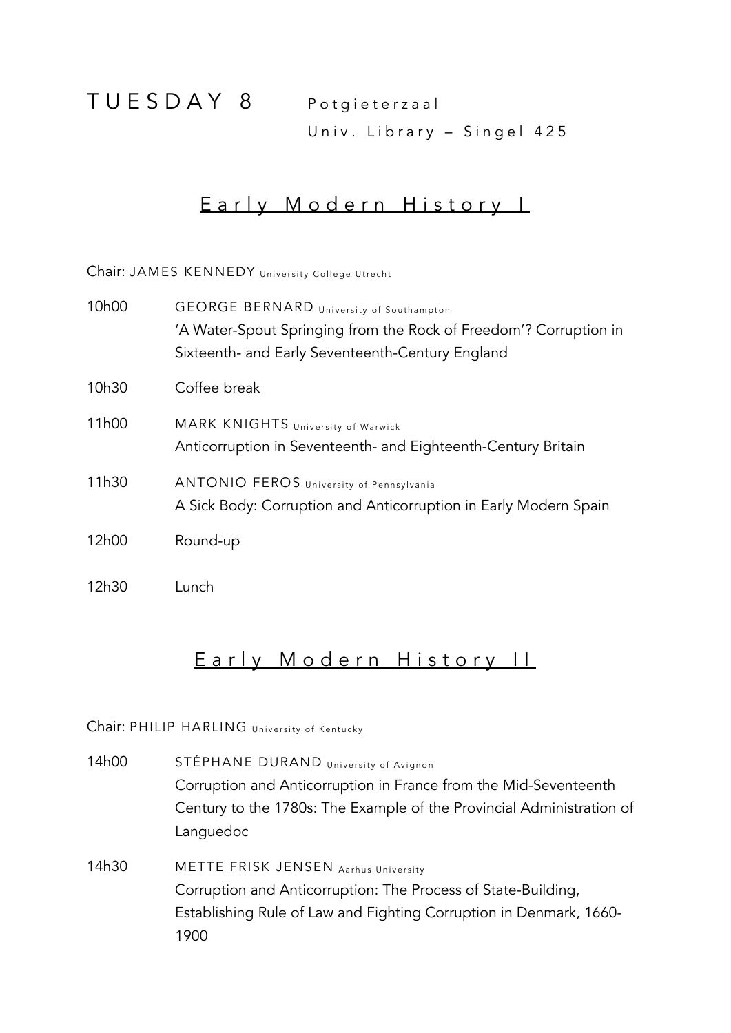# TUESDAY 8

Potgieterzaal
Univ. Library – Singel 425

## Early Modern History I

Chair: JAMES KENNEDY University College Utrecht

| | |
|---|---|
| 10h00 | GEORGE BERNARD University of Southampton<br>'A Water-Spout Springing from the Rock of Freedom'? Corruption in Sixteenth- and Early Seventeenth-Century England |
| 10h30 | Coffee break |
| 11h00 | MARK KNIGHTS University of Warwick<br>Anticorruption in Seventeenth- and Eighteenth-Century Britain |
| 11h30 | ANTONIO FEROS University of Pennsylvania<br>A Sick Body: Corruption and Anticorruption in Early Modern Spain |
| 12h00 | Round-up |
| 12h30 | Lunch |

## Early Modern History II

Chair: PHILIP HARLING University of Kentucky

| | |
|---|---|
| 14h00 | STÉPHANE DURAND University of Avignon<br>Corruption and Anticorruption in France from the Mid-Seventeenth Century to the 1780s: The Example of the Provincial Administration of Languedoc |
| 14h30 | METTE FRISK JENSEN Aarhus University<br>Corruption and Anticorruption: The Process of State-Building, Establishing Rule of Law and Fighting Corruption in Denmark, 1660-1900 |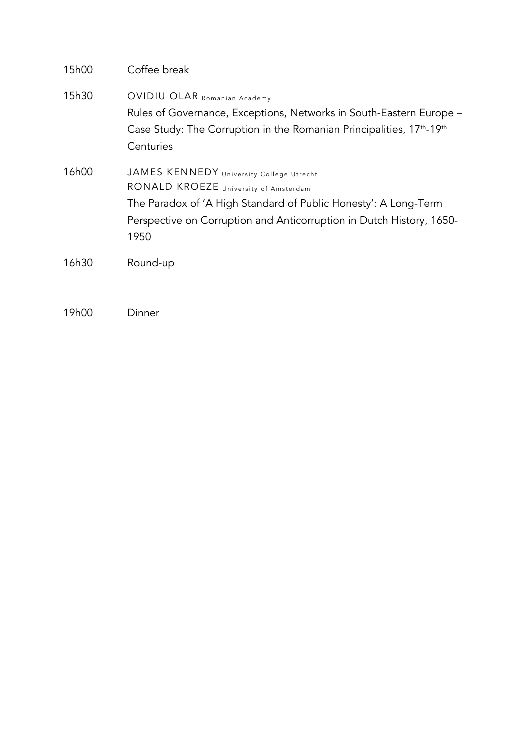15h00 Coffee break

15h30 OVIDIU OLAR Romanian Academy
Rules of Governance, Exceptions, Networks in South-Eastern Europe – Case Study: The Corruption in the Romanian Principalities, 17th-19th Centuries

16h00 JAMES KENNEDY University College Utrecht
RONALD KROEZE University of Amsterdam
The Paradox of 'A High Standard of Public Honesty': A Long-Term Perspective on Corruption and Anticorruption in Dutch History, 1650-1950

16h30 Round-up

19h00 Dinner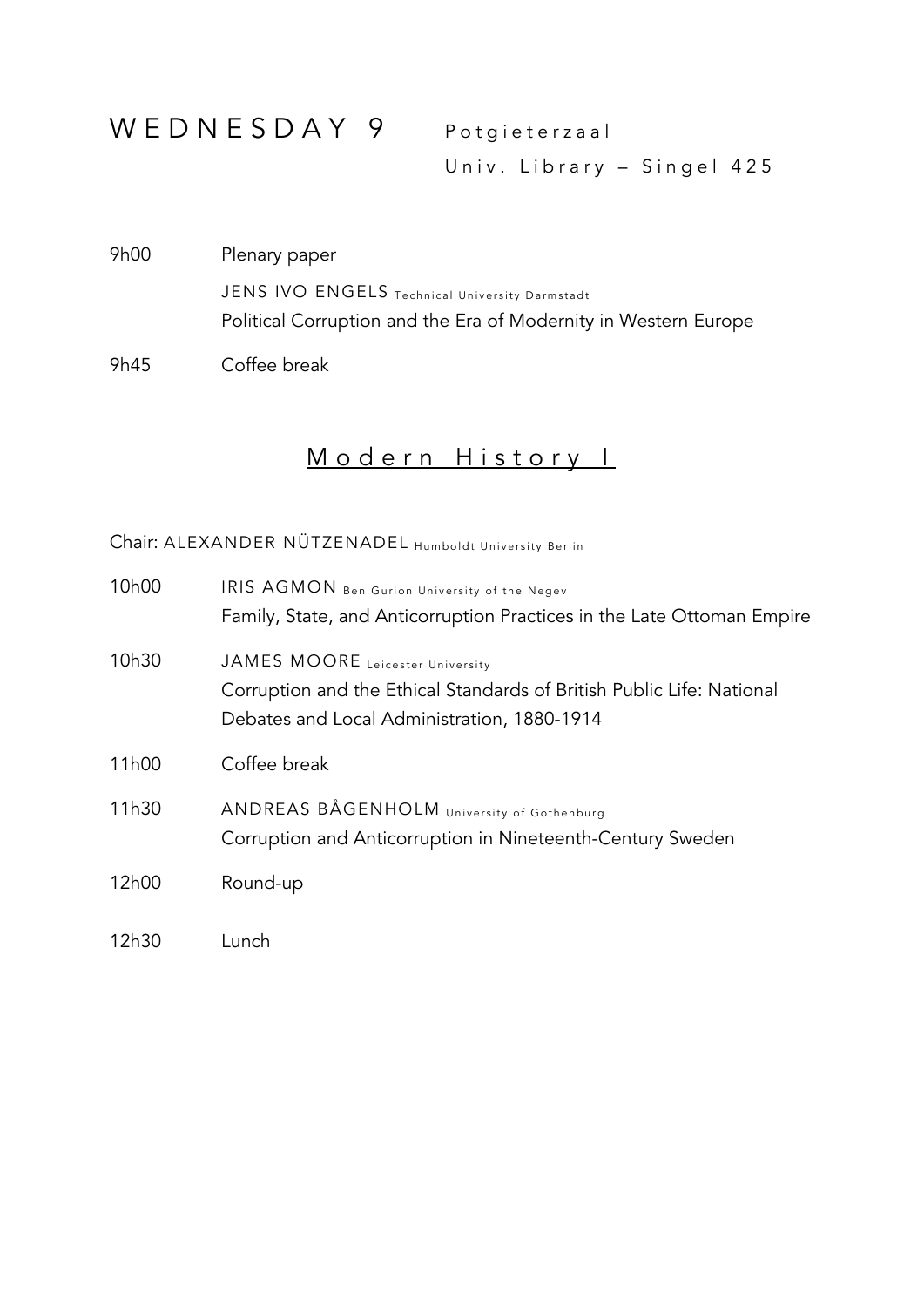# WEDNESDAY 9

Potgieterzaal
Univ. Library – Singel 425

9h00 Plenary paper

JENS IVO ENGELS Technical University Darmstadt
Political Corruption and the Era of Modernity in Western Europe

9h45 Coffee break

## Modern History I

Chair: ALEXANDER NÜTZENADEL Humboldt University Berlin

10h00 IRIS AGMON Ben Gurion University of the Negev
Family, State, and Anticorruption Practices in the Late Ottoman Empire

10h30 JAMES MOORE Leicester University
Corruption and the Ethical Standards of British Public Life: National Debates and Local Administration, 1880-1914

11h00 Coffee break

11h30 ANDREAS BÅGENHOLM University of Gothenburg
Corruption and Anticorruption in Nineteenth-Century Sweden

12h00 Round-up

12h30 Lunch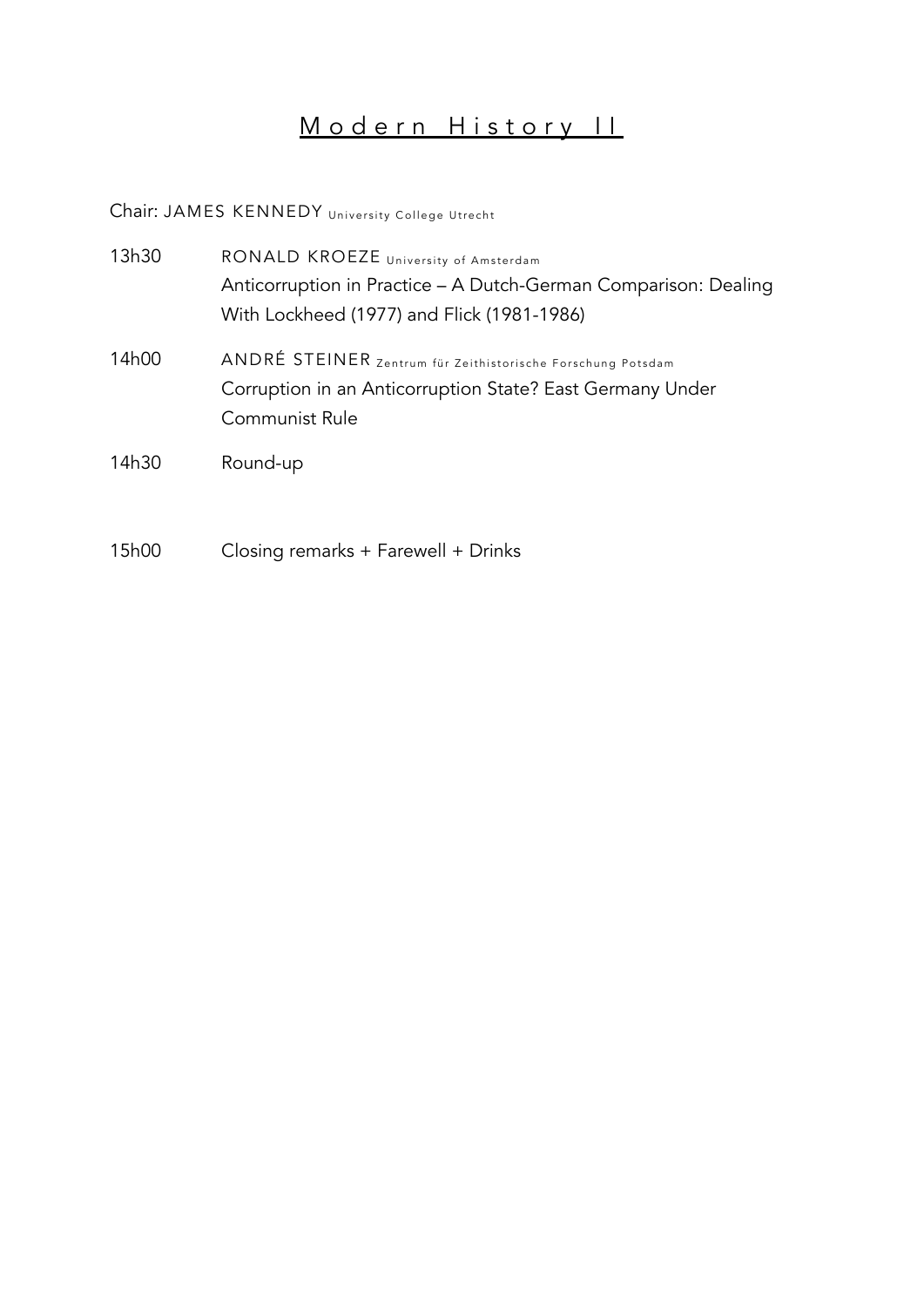# Modern History II

Chair: JAMES KENNEDY University College Utrecht

13h30 RONALD KROEZE University of Amsterdam
Anticorruption in Practice – A Dutch-German Comparison: Dealing With Lockheed (1977) and Flick (1981-1986)

14h00 ANDRÉ STEINER Zentrum für Zeithistorische Forschung Potsdam
Corruption in an Anticorruption State? East Germany Under Communist Rule

14h30 Round-up

15h00 Closing remarks + Farewell + Drinks